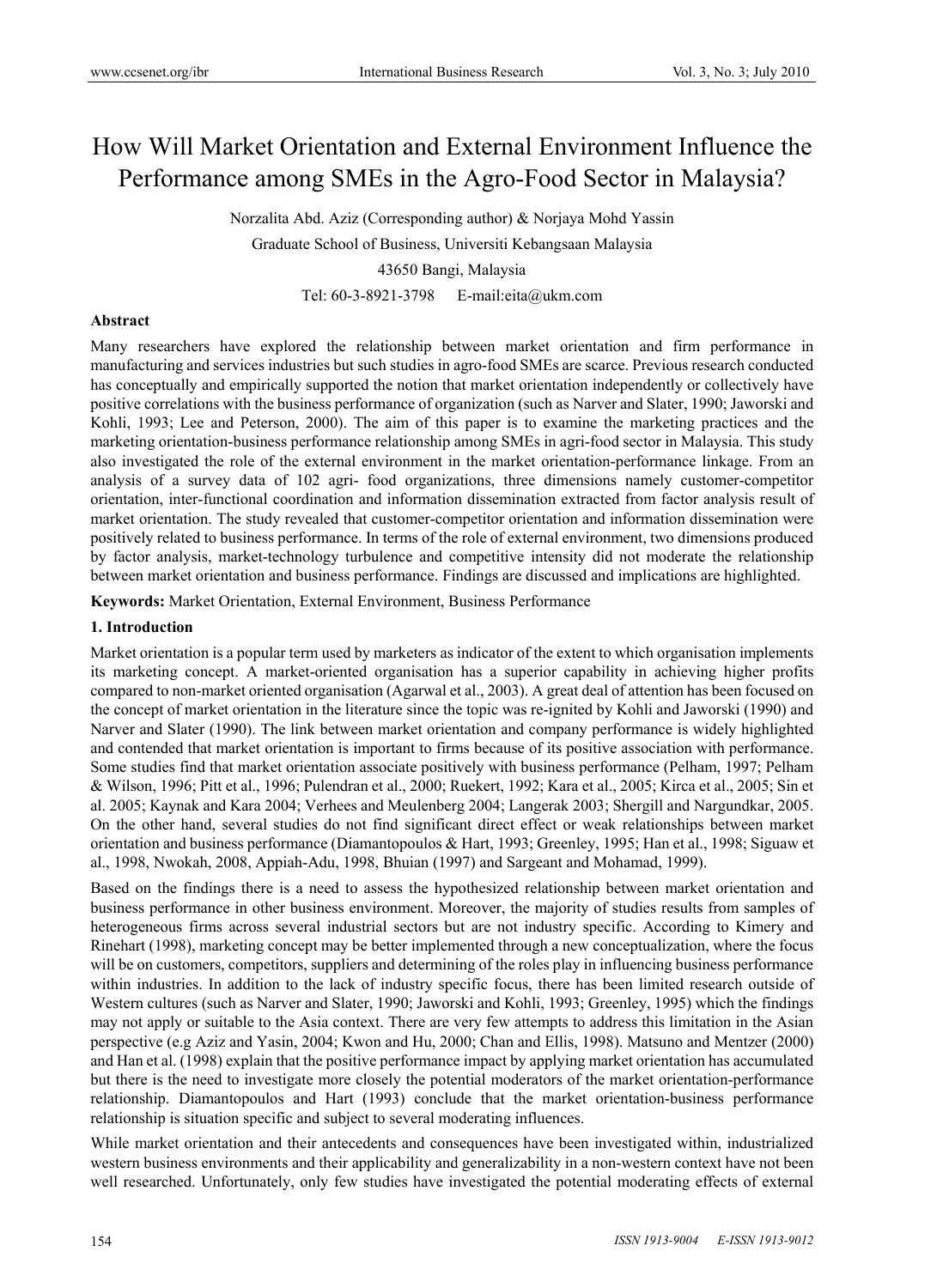# How Will Market Orientation and External Environment Influence the Performance among SMEs in the Agro-Food Sector in Malaysia?

Norzalita Abd. Aziz (Corresponding author) & Norjaya Mohd Yassin

Graduate School of Business, Universiti Kebangsaan Malaysia

43650 Bangi, Malaysia

Tel: 60-3-8921-3798 E-mail:eita@ukm.com

## Abstract

Many researchers have explored the relationship between market orientation and firm performance in manufacturing and services industries but such studies in agro-food SMEs are scarce. Previous research conducted has conceptually and empirically supported the notion that market orientation independently or collectively have positive correlations with the business performance of organization (such as Narver and Slater, 1990; Jaworski and Kohli, 1993; Lee and Peterson, 2000). The aim of this paper is to examine the marketing practices and the marketing orientation-business performance relationship among SMEs in agri-food sector in Malaysia. This study also investigated the role of the external environment in the market orientation-performance linkage. From an analysis of a survey data of 102 agri- food organizations, three dimensions namely customer-competitor orientation, inter-functional coordination and information dissemination extracted from factor analysis result of market orientation. The study revealed that customer-competitor orientation and information dissemination were positively related to business performance. In terms of the role of external environment, two dimensions produced by factor analysis, market-technology turbulence and competitive intensity did not moderate the relationship between market orientation and business performance. Findings are discussed and implications are highlighted.

**Keywords:** Market Orientation, External Environment, Business Performance

## 1. Introduction

Market orientation is a popular term used by marketers as indicator of the extent to which organisation implements its marketing concept. A market-oriented organisation has a superior capability in achieving higher profits compared to non-market oriented organisation (Agarwal et al., 2003). A great deal of attention has been focused on the concept of market orientation in the literature since the topic was re-ignited by Kohli and Jaworski (1990) and Narver and Slater (1990). The link between market orientation and company performance is widely highlighted and contended that market orientation is important to firms because of its positive association with performance. Some studies find that market orientation associate positively with business performance (Pelham, 1997; Pelham & Wilson, 1996; Pitt et al., 1996; Pulendran et al., 2000; Ruekert, 1992; Kara et al., 2005; Kirca et al., 2005; Sin et al. 2005; Kaynak and Kara 2004; Verhees and Meulenberg 2004; Langerak 2003; Shergill and Nargundkar, 2005. On the other hand, several studies do not find significant direct effect or weak relationships between market orientation and business performance (Diamantopoulos & Hart, 1993; Greenley, 1995; Han et al., 1998; Siguaw et al., 1998, Nwokah, 2008, Appiah-Adu, 1998, Bhuian (1997) and Sargeant and Mohamad, 1999).

Based on the findings there is a need to assess the hypothesized relationship between market orientation and business performance in other business environment. Moreover, the majority of studies results from samples of heterogeneous firms across several industrial sectors but are not industry specific. According to Kimery and Rinehart (1998), marketing concept may be better implemented through a new conceptualization, where the focus will be on customers, competitors, suppliers and determining of the roles play in influencing business performance within industries. In addition to the lack of industry specific focus, there has been limited research outside of Western cultures (such as Narver and Slater, 1990; Jaworski and Kohli, 1993; Greenley, 1995) which the findings may not apply or suitable to the Asia context. There are very few attempts to address this limitation in the Asian perspective (e.g Aziz and Yasin, 2004; Kwon and Hu, 2000; Chan and Ellis, 1998). Matsuno and Mentzer (2000) and Han et al. (1998) explain that the positive performance impact by applying market orientation has accumulated but there is the need to investigate more closely the potential moderators of the market orientation-performance relationship. Diamantopoulos and Hart (1993) conclude that the market orientation-business performance relationship is situation specific and subject to several moderating influences.

While market orientation and their antecedents and consequences have been investigated within, industrialized western business environments and their applicability and generalizability in a non-western context have not been well researched. Unfortunately, only few studies have investigated the potential moderating effects of external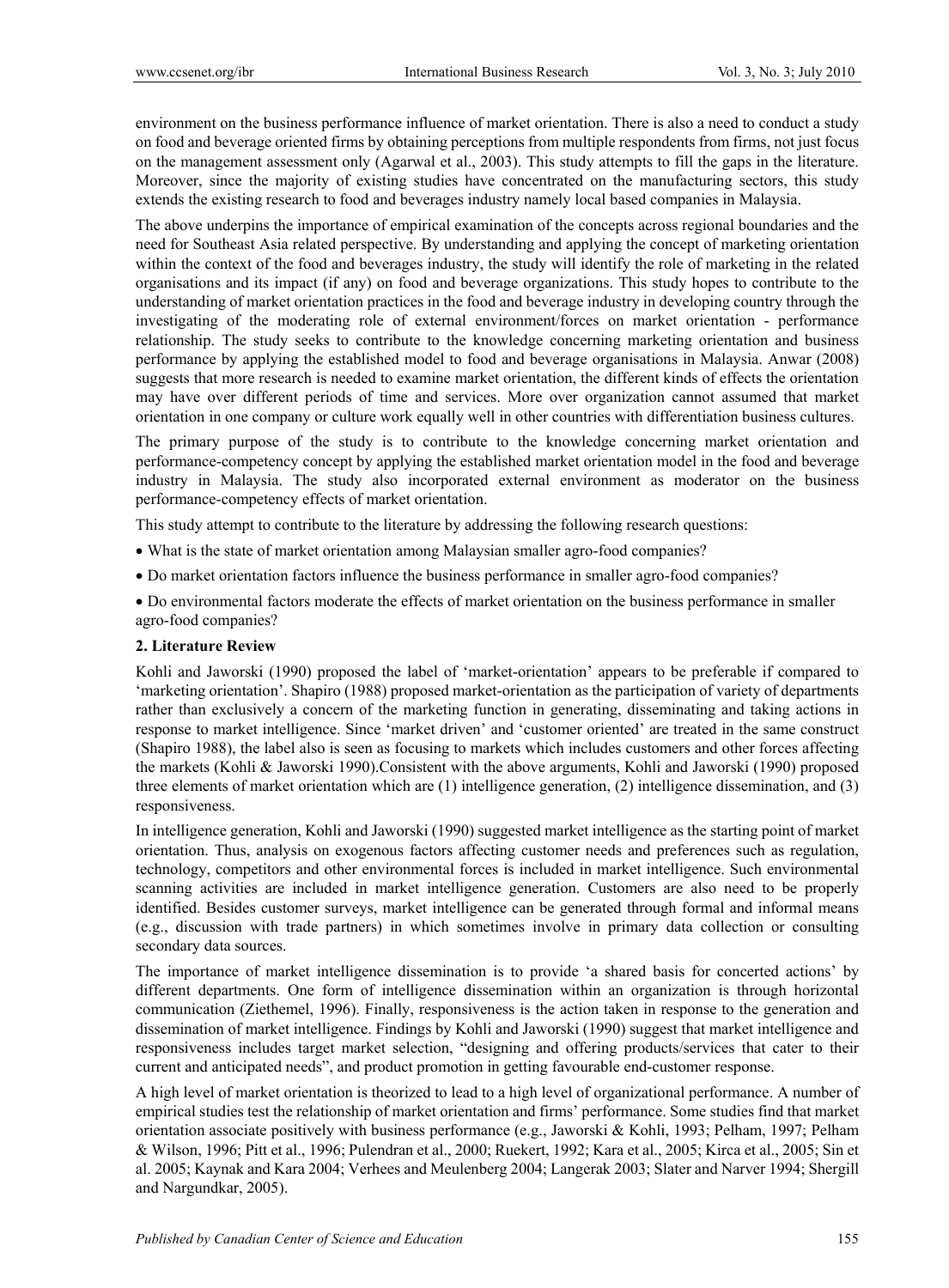environment on the business performance influence of market orientation. There is also a need to conduct a study on food and beverage oriented firms by obtaining perceptions from multiple respondents from firms, not just focus on the management assessment only (Agarwal et al., 2003). This study attempts to fill the gaps in the literature. Moreover, since the majority of existing studies have concentrated on the manufacturing sectors, this study extends the existing research to food and beverages industry namely local based companies in Malaysia.

The above underpins the importance of empirical examination of the concepts across regional boundaries and the need for Southeast Asia related perspective. By understanding and applying the concept of marketing orientation within the context of the food and beverages industry, the study will identify the role of marketing in the related organisations and its impact (if any) on food and beverage organizations. This study hopes to contribute to the understanding of market orientation practices in the food and beverage industry in developing country through the investigating of the moderating role of external environment/forces on market orientation - performance relationship. The study seeks to contribute to the knowledge concerning marketing orientation and business performance by applying the established model to food and beverage organisations in Malaysia. Anwar (2008) suggests that more research is needed to examine market orientation, the different kinds of effects the orientation may have over different periods of time and services. More over organization cannot assumed that market orientation in one company or culture work equally well in other countries with differentiation business cultures.

The primary purpose of the study is to contribute to the knowledge concerning market orientation and performance-competency concept by applying the established market orientation model in the food and beverage industry in Malaysia. The study also incorporated external environment as moderator on the business performance-competency effects of market orientation.

This study attempt to contribute to the literature by addressing the following research questions:

- What is the state of market orientation among Malaysian smaller agro-food companies?
- Do market orientation factors influence the business performance in smaller agro-food companies?
- Do environmental factors moderate the effects of market orientation on the business performance in smaller agro-food companies?

## 2. Literature Review

Kohli and Jaworski (1990) proposed the label of 'market-orientation' appears to be preferable if compared to 'marketing orientation'. Shapiro (1988) proposed market-orientation as the participation of variety of departments rather than exclusively a concern of the marketing function in generating, disseminating and taking actions in response to market intelligence. Since 'market driven' and 'customer oriented' are treated in the same construct (Shapiro 1988), the label also is seen as focusing to markets which includes customers and other forces affecting the markets (Kohli & Jaworski 1990).Consistent with the above arguments, Kohli and Jaworski (1990) proposed three elements of market orientation which are (1) intelligence generation, (2) intelligence dissemination, and (3) responsiveness.

In intelligence generation, Kohli and Jaworski (1990) suggested market intelligence as the starting point of market orientation. Thus, analysis on exogenous factors affecting customer needs and preferences such as regulation, technology, competitors and other environmental forces is included in market intelligence. Such environmental scanning activities are included in market intelligence generation. Customers are also need to be properly identified. Besides customer surveys, market intelligence can be generated through formal and informal means (e.g., discussion with trade partners) in which sometimes involve in primary data collection or consulting secondary data sources.

The importance of market intelligence dissemination is to provide 'a shared basis for concerted actions' by different departments. One form of intelligence dissemination within an organization is through horizontal communication (Ziethemel, 1996). Finally, responsiveness is the action taken in response to the generation and dissemination of market intelligence. Findings by Kohli and Jaworski (1990) suggest that market intelligence and responsiveness includes target market selection, "designing and offering products/services that cater to their current and anticipated needs", and product promotion in getting favourable end-customer response.

A high level of market orientation is theorized to lead to a high level of organizational performance. A number of empirical studies test the relationship of market orientation and firms' performance. Some studies find that market orientation associate positively with business performance (e.g., Jaworski & Kohli, 1993; Pelham, 1997; Pelham & Wilson, 1996; Pitt et al., 1996; Pulendran et al., 2000; Ruekert, 1992; Kara et al., 2005; Kirca et al., 2005; Sin et al. 2005; Kaynak and Kara 2004; Verhees and Meulenberg 2004; Langerak 2003; Slater and Narver 1994; Shergill and Nargundkar, 2005).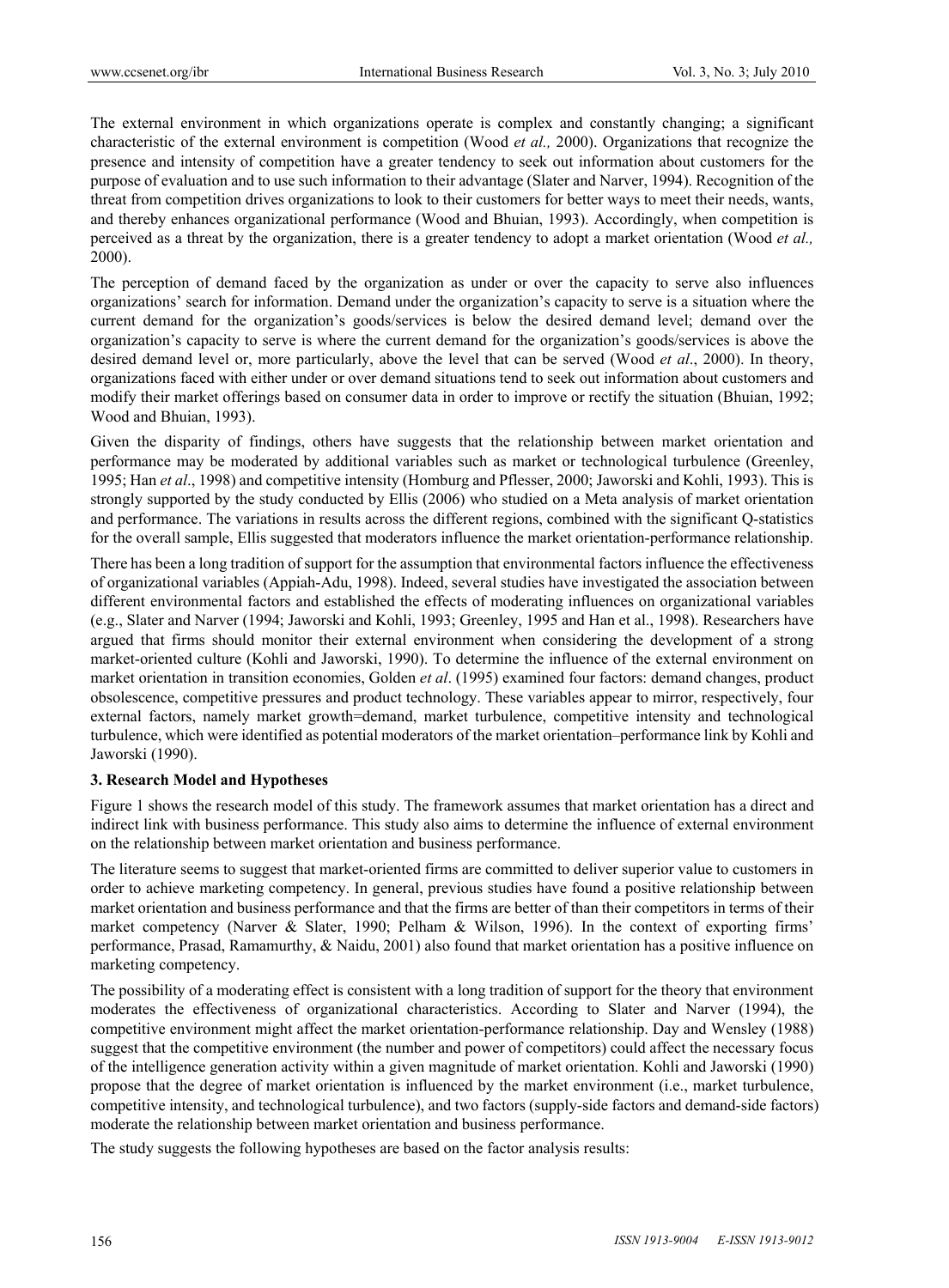The external environment in which organizations operate is complex and constantly changing; a significant characteristic of the external environment is competition (Wood *et al.,* 2000). Organizations that recognize the presence and intensity of competition have a greater tendency to seek out information about customers for the purpose of evaluation and to use such information to their advantage (Slater and Narver, 1994). Recognition of the threat from competition drives organizations to look to their customers for better ways to meet their needs, wants, and thereby enhances organizational performance (Wood and Bhuian, 1993). Accordingly, when competition is perceived as a threat by the organization, there is a greater tendency to adopt a market orientation (Wood *et al.,* 2000).

The perception of demand faced by the organization as under or over the capacity to serve also influences organizations' search for information. Demand under the organization's capacity to serve is a situation where the current demand for the organization's goods/services is below the desired demand level; demand over the organization's capacity to serve is where the current demand for the organization's goods/services is above the desired demand level or, more particularly, above the level that can be served (Wood *et al*., 2000). In theory, organizations faced with either under or over demand situations tend to seek out information about customers and modify their market offerings based on consumer data in order to improve or rectify the situation (Bhuian, 1992; Wood and Bhuian, 1993).

Given the disparity of findings, others have suggests that the relationship between market orientation and performance may be moderated by additional variables such as market or technological turbulence (Greenley, 1995; Han *et al*., 1998) and competitive intensity (Homburg and Pflesser, 2000; Jaworski and Kohli, 1993). This is strongly supported by the study conducted by Ellis (2006) who studied on a Meta analysis of market orientation and performance. The variations in results across the different regions, combined with the significant Q-statistics for the overall sample, Ellis suggested that moderators influence the market orientation-performance relationship.

There has been a long tradition of support for the assumption that environmental factors influence the effectiveness of organizational variables (Appiah-Adu, 1998). Indeed, several studies have investigated the association between different environmental factors and established the effects of moderating influences on organizational variables (e.g., Slater and Narver (1994; Jaworski and Kohli, 1993; Greenley, 1995 and Han et al., 1998). Researchers have argued that firms should monitor their external environment when considering the development of a strong market-oriented culture (Kohli and Jaworski, 1990). To determine the influence of the external environment on market orientation in transition economies, Golden *et al*. (1995) examined four factors: demand changes, product obsolescence, competitive pressures and product technology. These variables appear to mirror, respectively, four external factors, namely market growth=demand, market turbulence, competitive intensity and technological turbulence, which were identified as potential moderators of the market orientation–performance link by Kohli and Jaworski (1990).

## 3. Research Model and Hypotheses

Figure 1 shows the research model of this study. The framework assumes that market orientation has a direct and indirect link with business performance. This study also aims to determine the influence of external environment on the relationship between market orientation and business performance.

The literature seems to suggest that market-oriented firms are committed to deliver superior value to customers in order to achieve marketing competency. In general, previous studies have found a positive relationship between market orientation and business performance and that the firms are better of than their competitors in terms of their market competency (Narver & Slater, 1990; Pelham & Wilson, 1996). In the context of exporting firms' performance, Prasad, Ramamurthy, & Naidu, 2001) also found that market orientation has a positive influence on marketing competency.

The possibility of a moderating effect is consistent with a long tradition of support for the theory that environment moderates the effectiveness of organizational characteristics. According to Slater and Narver (1994), the competitive environment might affect the market orientation-performance relationship. Day and Wensley (1988) suggest that the competitive environment (the number and power of competitors) could affect the necessary focus of the intelligence generation activity within a given magnitude of market orientation. Kohli and Jaworski (1990) propose that the degree of market orientation is influenced by the market environment (i.e., market turbulence, competitive intensity, and technological turbulence), and two factors (supply-side factors and demand-side factors) moderate the relationship between market orientation and business performance.

The study suggests the following hypotheses are based on the factor analysis results: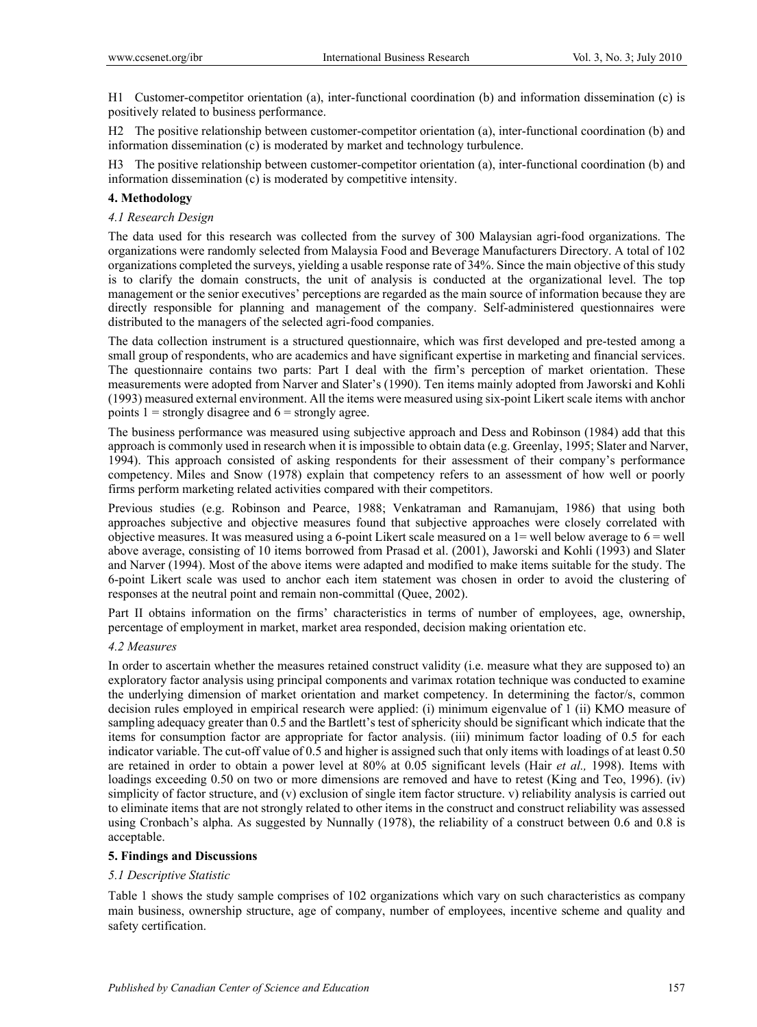H1 Customer-competitor orientation (a), inter-functional coordination (b) and information dissemination (c) is positively related to business performance.

H2 The positive relationship between customer-competitor orientation (a), inter-functional coordination (b) and information dissemination (c) is moderated by market and technology turbulence.

H3 The positive relationship between customer-competitor orientation (a), inter-functional coordination (b) and information dissemination (c) is moderated by competitive intensity.

## 4. Methodology

### *4.1 Research Design*

The data used for this research was collected from the survey of 300 Malaysian agri-food organizations. The organizations were randomly selected from Malaysia Food and Beverage Manufacturers Directory. A total of 102 organizations completed the surveys, yielding a usable response rate of 34%. Since the main objective of this study is to clarify the domain constructs, the unit of analysis is conducted at the organizational level. The top management or the senior executives' perceptions are regarded as the main source of information because they are directly responsible for planning and management of the company. Self-administered questionnaires were distributed to the managers of the selected agri-food companies.

The data collection instrument is a structured questionnaire, which was first developed and pre-tested among a small group of respondents, who are academics and have significant expertise in marketing and financial services. The questionnaire contains two parts: Part I deal with the firm's perception of market orientation. These measurements were adopted from Narver and Slater's (1990). Ten items mainly adopted from Jaworski and Kohli (1993) measured external environment. All the items were measured using six-point Likert scale items with anchor points 1 = strongly disagree and 6 = strongly agree.

The business performance was measured using subjective approach and Dess and Robinson (1984) add that this approach is commonly used in research when it is impossible to obtain data (e.g. Greenlay, 1995; Slater and Narver, 1994). This approach consisted of asking respondents for their assessment of their company's performance competency. Miles and Snow (1978) explain that competency refers to an assessment of how well or poorly firms perform marketing related activities compared with their competitors.

Previous studies (e.g. Robinson and Pearce, 1988; Venkatraman and Ramanujam, 1986) that using both approaches subjective and objective measures found that subjective approaches were closely correlated with objective measures. It was measured using a 6-point Likert scale measured on a 1= well below average to 6 = well above average, consisting of 10 items borrowed from Prasad et al. (2001), Jaworski and Kohli (1993) and Slater and Narver (1994). Most of the above items were adapted and modified to make items suitable for the study. The 6-point Likert scale was used to anchor each item statement was chosen in order to avoid the clustering of responses at the neutral point and remain non-committal (Quee, 2002).

Part II obtains information on the firms' characteristics in terms of number of employees, age, ownership, percentage of employment in market, market area responded, decision making orientation etc.

### *4.2 Measures*

In order to ascertain whether the measures retained construct validity (i.e. measure what they are supposed to) an exploratory factor analysis using principal components and varimax rotation technique was conducted to examine the underlying dimension of market orientation and market competency. In determining the factor/s, common decision rules employed in empirical research were applied: (i) minimum eigenvalue of 1 (ii) KMO measure of sampling adequacy greater than 0.5 and the Bartlett's test of sphericity should be significant which indicate that the items for consumption factor are appropriate for factor analysis. (iii) minimum factor loading of 0.5 for each indicator variable. The cut-off value of 0.5 and higher is assigned such that only items with loadings of at least 0.50 are retained in order to obtain a power level at 80% at 0.05 significant levels (Hair *et al.,* 1998). Items with loadings exceeding 0.50 on two or more dimensions are removed and have to retest (King and Teo, 1996). (iv) simplicity of factor structure, and (v) exclusion of single item factor structure. v) reliability analysis is carried out to eliminate items that are not strongly related to other items in the construct and construct reliability was assessed using Cronbach's alpha. As suggested by Nunnally (1978), the reliability of a construct between 0.6 and 0.8 is acceptable.

## 5. Findings and Discussions

### *5.1 Descriptive Statistic*

Table 1 shows the study sample comprises of 102 organizations which vary on such characteristics as company main business, ownership structure, age of company, number of employees, incentive scheme and quality and safety certification.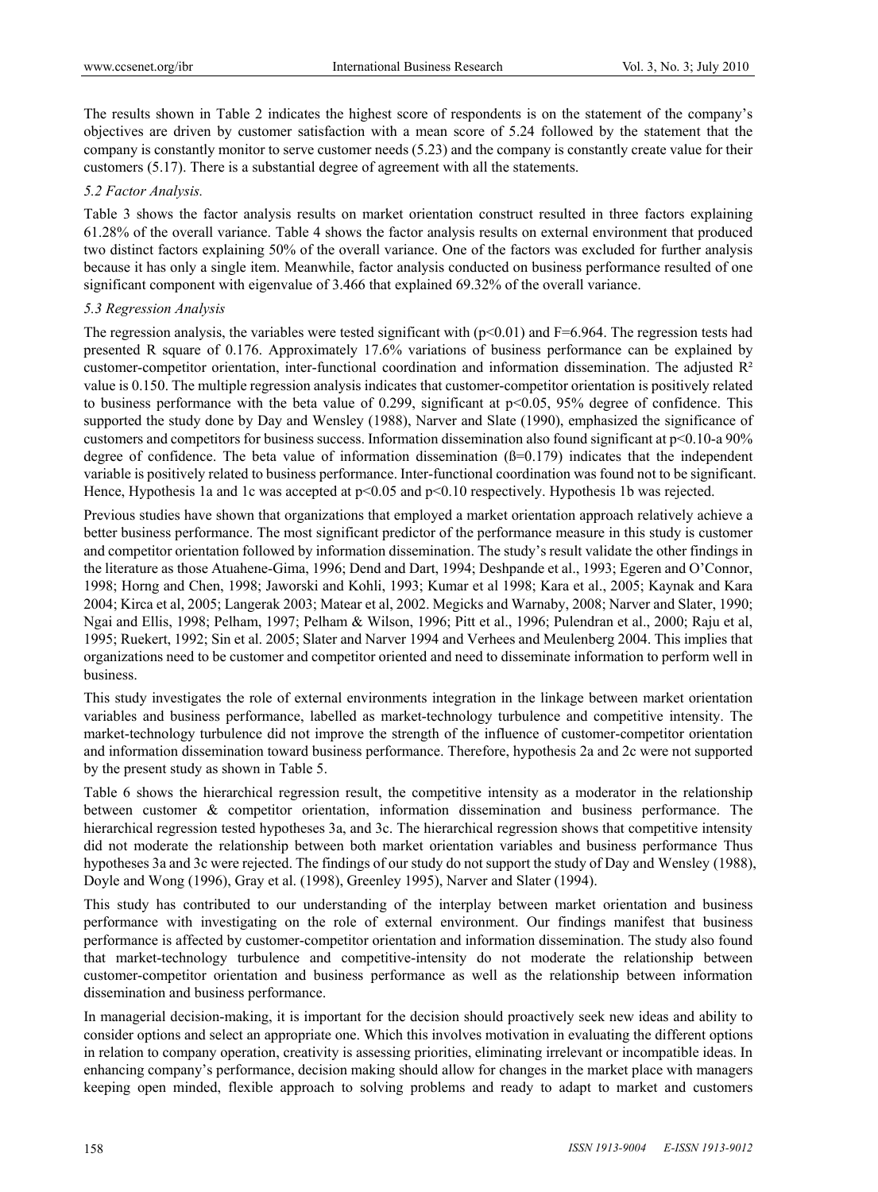The results shown in Table 2 indicates the highest score of respondents is on the statement of the company's objectives are driven by customer satisfaction with a mean score of 5.24 followed by the statement that the company is constantly monitor to serve customer needs (5.23) and the company is constantly create value for their customers (5.17). There is a substantial degree of agreement with all the statements.

### *5.2 Factor Analysis.*

Table 3 shows the factor analysis results on market orientation construct resulted in three factors explaining 61.28% of the overall variance. Table 4 shows the factor analysis results on external environment that produced two distinct factors explaining 50% of the overall variance. One of the factors was excluded for further analysis because it has only a single item. Meanwhile, factor analysis conducted on business performance resulted of one significant component with eigenvalue of 3.466 that explained 69.32% of the overall variance.

### *5.3 Regression Analysis*

The regression analysis, the variables were tested significant with ($p<0.01$) and F=6.964. The regression tests had presented R square of 0.176. Approximately 17.6% variations of business performance can be explained by customer-competitor orientation, inter-functional coordination and information dissemination. The adjusted $R^2$ value is 0.150. The multiple regression analysis indicates that customer-competitor orientation is positively related to business performance with the beta value of 0.299, significant at $p<0.05$, 95% degree of confidence. This supported the study done by Day and Wensley (1988), Narver and Slate (1990), emphasized the significance of customers and competitors for business success. Information dissemination also found significant at $p<0.10$-a 90% degree of confidence. The beta value of information dissemination ($\beta$=0.179) indicates that the independent variable is positively related to business performance. Inter-functional coordination was found not to be significant. Hence, Hypothesis 1a and 1c was accepted at $p<0.05$ and $p<0.10$ respectively. Hypothesis 1b was rejected.

Previous studies have shown that organizations that employed a market orientation approach relatively achieve a better business performance. The most significant predictor of the performance measure in this study is customer and competitor orientation followed by information dissemination. The study's result validate the other findings in the literature as those Atuahene-Gima, 1996; Dend and Dart, 1994; Deshpande et al., 1993; Egeren and O'Connor, 1998; Horng and Chen, 1998; Jaworski and Kohli, 1993; Kumar et al 1998; Kara et al., 2005; Kaynak and Kara 2004; Kirca et al, 2005; Langerak 2003; Matear et al, 2002. Megicks and Warnaby, 2008; Narver and Slater, 1990; Ngai and Ellis, 1998; Pelham, 1997; Pelham & Wilson, 1996; Pitt et al., 1996; Pulendran et al., 2000; Raju et al, 1995; Ruekert, 1992; Sin et al. 2005; Slater and Narver 1994 and Verhees and Meulenberg 2004. This implies that organizations need to be customer and competitor oriented and need to disseminate information to perform well in business.

This study investigates the role of external environments integration in the linkage between market orientation variables and business performance, labelled as market-technology turbulence and competitive intensity. The market-technology turbulence did not improve the strength of the influence of customer-competitor orientation and information dissemination toward business performance. Therefore, hypothesis 2a and 2c were not supported by the present study as shown in Table 5.

Table 6 shows the hierarchical regression result, the competitive intensity as a moderator in the relationship between customer & competitor orientation, information dissemination and business performance. The hierarchical regression tested hypotheses 3a, and 3c. The hierarchical regression shows that competitive intensity did not moderate the relationship between both market orientation variables and business performance Thus hypotheses 3a and 3c were rejected. The findings of our study do not support the study of Day and Wensley (1988), Doyle and Wong (1996), Gray et al. (1998), Greenley 1995), Narver and Slater (1994).

This study has contributed to our understanding of the interplay between market orientation and business performance with investigating on the role of external environment. Our findings manifest that business performance is affected by customer-competitor orientation and information dissemination. The study also found that market-technology turbulence and competitive-intensity do not moderate the relationship between customer-competitor orientation and business performance as well as the relationship between information dissemination and business performance.

In managerial decision-making, it is important for the decision should proactively seek new ideas and ability to consider options and select an appropriate one. Which this involves motivation in evaluating the different options in relation to company operation, creativity is assessing priorities, eliminating irrelevant or incompatible ideas. In enhancing company's performance, decision making should allow for changes in the market place with managers keeping open minded, flexible approach to solving problems and ready to adapt to market and customers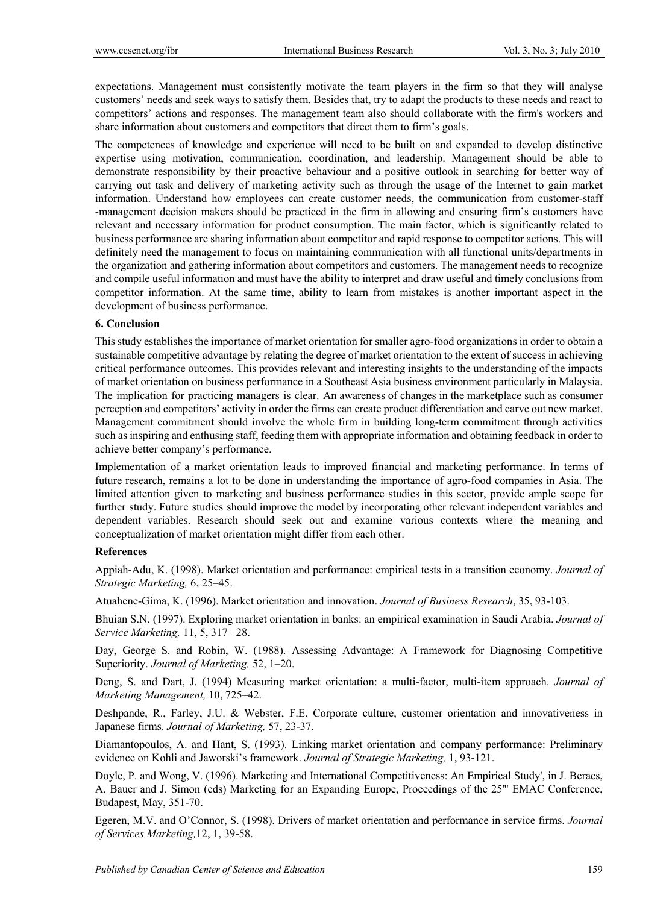expectations. Management must consistently motivate the team players in the firm so that they will analyse customers' needs and seek ways to satisfy them. Besides that, try to adapt the products to these needs and react to competitors' actions and responses. The management team also should collaborate with the firm's workers and share information about customers and competitors that direct them to firm's goals.

The competences of knowledge and experience will need to be built on and expanded to develop distinctive expertise using motivation, communication, coordination, and leadership. Management should be able to demonstrate responsibility by their proactive behaviour and a positive outlook in searching for better way of carrying out task and delivery of marketing activity such as through the usage of the Internet to gain market information. Understand how employees can create customer needs, the communication from customer-staff -management decision makers should be practiced in the firm in allowing and ensuring firm's customers have relevant and necessary information for product consumption. The main factor, which is significantly related to business performance are sharing information about competitor and rapid response to competitor actions. This will definitely need the management to focus on maintaining communication with all functional units/departments in the organization and gathering information about competitors and customers. The management needs to recognize and compile useful information and must have the ability to interpret and draw useful and timely conclusions from competitor information. At the same time, ability to learn from mistakes is another important aspect in the development of business performance.

## 6. Conclusion

This study establishes the importance of market orientation for smaller agro-food organizations in order to obtain a sustainable competitive advantage by relating the degree of market orientation to the extent of success in achieving critical performance outcomes. This provides relevant and interesting insights to the understanding of the impacts of market orientation on business performance in a Southeast Asia business environment particularly in Malaysia. The implication for practicing managers is clear. An awareness of changes in the marketplace such as consumer perception and competitors' activity in order the firms can create product differentiation and carve out new market. Management commitment should involve the whole firm in building long-term commitment through activities such as inspiring and enthusing staff, feeding them with appropriate information and obtaining feedback in order to achieve better company's performance.

Implementation of a market orientation leads to improved financial and marketing performance. In terms of future research, remains a lot to be done in understanding the importance of agro-food companies in Asia. The limited attention given to marketing and business performance studies in this sector, provide ample scope for further study. Future studies should improve the model by incorporating other relevant independent variables and dependent variables. Research should seek out and examine various contexts where the meaning and conceptualization of market orientation might differ from each other.

## References

Appiah-Adu, K. (1998). Market orientation and performance: empirical tests in a transition economy. *Journal of Strategic Marketing,* 6, 25–45.

Atuahene-Gima, K. (1996). Market orientation and innovation. *Journal of Business Research*, 35, 93-103.

Bhuian S.N. (1997). Exploring market orientation in banks: an empirical examination in Saudi Arabia. *Journal of Service Marketing,* 11, 5, 317– 28.

Day, George S. and Robin, W. (1988). Assessing Advantage: A Framework for Diagnosing Competitive Superiority. *Journal of Marketing,* 52, 1–20.

Deng, S. and Dart, J. (1994) Measuring market orientation: a multi-factor, multi-item approach. *Journal of Marketing Management,* 10, 725–42.

Deshpande, R., Farley, J.U. & Webster, F.E. Corporate culture, customer orientation and innovativeness in Japanese firms. *Journal of Marketing,* 57, 23-37.

Diamantopoulos, A. and Hant, S. (1993). Linking market orientation and company performance: Preliminary evidence on Kohli and Jaworski's framework. *Journal of Strategic Marketing,* 1, 93-121.

Doyle, P. and Wong, V. (1996). Marketing and International Competitiveness: An Empirical Study', in J. Beracs, A. Bauer and J. Simon (eds) Marketing for an Expanding Europe, Proceedings of the 25''' EMAC Conference, Budapest, May, 351-70.

Egeren, M.V. and O'Connor, S. (1998). Drivers of market orientation and performance in service firms. *Journal of Services Marketing,*12, 1, 39-58.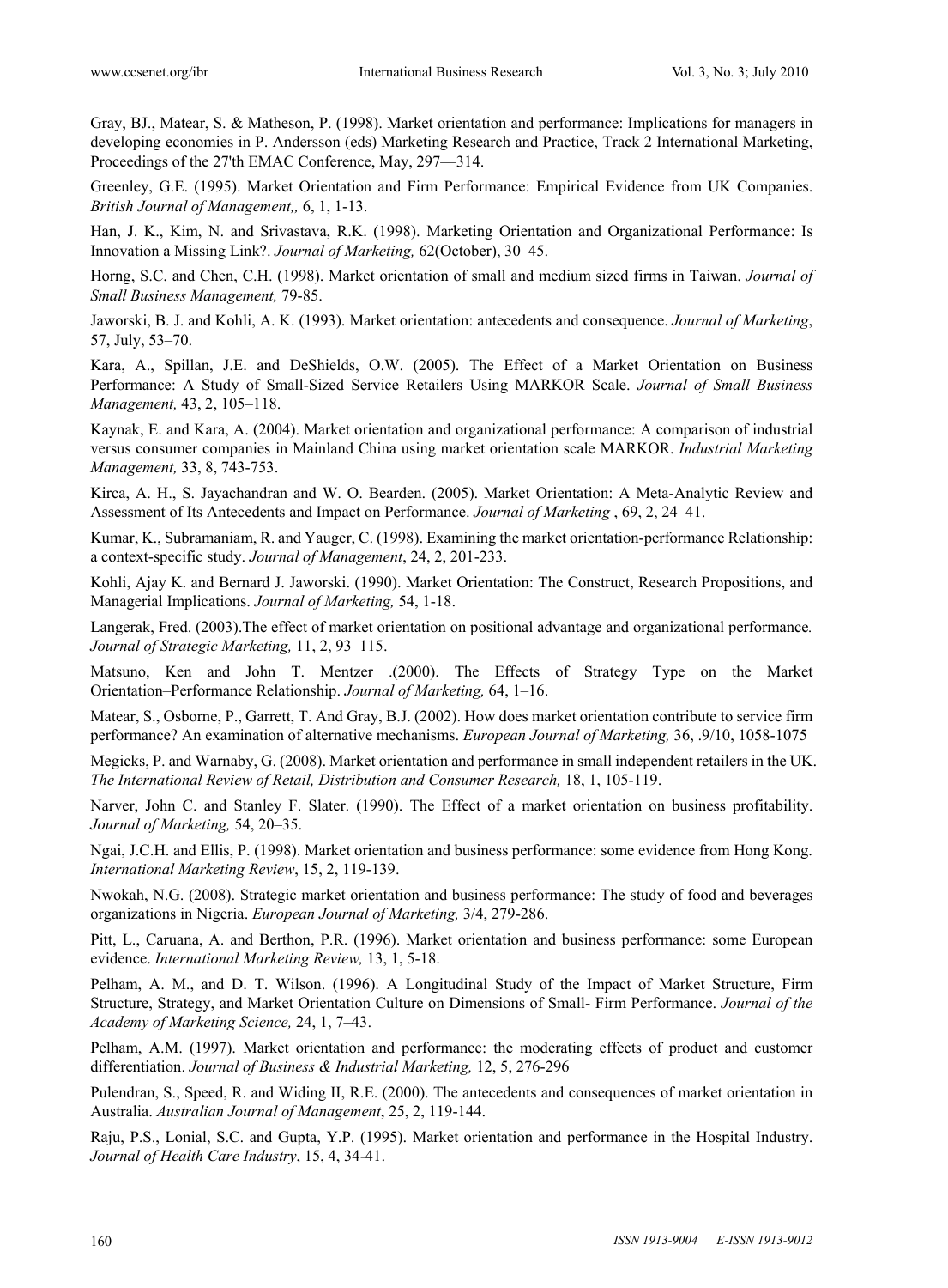Gray, BJ., Matear, S. & Matheson, P. (1998). Market orientation and performance: Implications for managers in developing economies in P. Andersson (eds) Marketing Research and Practice, Track 2 International Marketing, Proceedings of the 27'th EMAC Conference, May, 297—314.

Greenley, G.E. (1995). Market Orientation and Firm Performance: Empirical Evidence from UK Companies. *British Journal of Management,,* 6, 1, 1-13.

Han, J. K., Kim, N. and Srivastava, R.K. (1998). Marketing Orientation and Organizational Performance: Is Innovation a Missing Link?. *Journal of Marketing,* 62(October), 30–45.

Horng, S.C. and Chen, C.H. (1998). Market orientation of small and medium sized firms in Taiwan. *Journal of Small Business Management,* 79-85.

Jaworski, B. J. and Kohli, A. K. (1993). Market orientation: antecedents and consequence. *Journal of Marketing*, 57, July, 53–70.

Kara, A., Spillan, J.E. and DeShields, O.W. (2005). The Effect of a Market Orientation on Business Performance: A Study of Small-Sized Service Retailers Using MARKOR Scale. *Journal of Small Business Management,* 43, 2, 105–118.

Kaynak, E. and Kara, A. (2004). Market orientation and organizational performance: A comparison of industrial versus consumer companies in Mainland China using market orientation scale MARKOR. *Industrial Marketing Management,* 33, 8, 743-753.

Kirca, A. H., S. Jayachandran and W. O. Bearden. (2005). Market Orientation: A Meta-Analytic Review and Assessment of Its Antecedents and Impact on Performance. *Journal of Marketing* , 69, 2, 24–41.

Kumar, K., Subramaniam, R. and Yauger, C. (1998). Examining the market orientation-performance Relationship: a context-specific study. *Journal of Management*, 24, 2, 201-233.

Kohli, Ajay K. and Bernard J. Jaworski. (1990). Market Orientation: The Construct, Research Propositions, and Managerial Implications. *Journal of Marketing,* 54, 1-18.

Langerak, Fred. (2003).The effect of market orientation on positional advantage and organizational performance*. Journal of Strategic Marketing,* 11, 2, 93–115.

Matsuno, Ken and John T. Mentzer .(2000). The Effects of Strategy Type on the Market Orientation–Performance Relationship. *Journal of Marketing,* 64, 1–16.

Matear, S., Osborne, P., Garrett, T. And Gray, B.J. (2002). How does market orientation contribute to service firm performance? An examination of alternative mechanisms. *European Journal of Marketing,* 36, .9/10, 1058-1075

Megicks, P. and Warnaby, G. (2008). Market orientation and performance in small independent retailers in the UK. *The International Review of Retail, Distribution and Consumer Research,* 18, 1, 105-119.

Narver, John C. and Stanley F. Slater. (1990). The Effect of a market orientation on business profitability. *Journal of Marketing,* 54, 20–35.

Ngai, J.C.H. and Ellis, P. (1998). Market orientation and business performance: some evidence from Hong Kong. *International Marketing Review*, 15, 2, 119-139.

Nwokah, N.G. (2008). Strategic market orientation and business performance: The study of food and beverages organizations in Nigeria. *European Journal of Marketing,* 3/4, 279-286.

Pitt, L., Caruana, A. and Berthon, P.R. (1996). Market orientation and business performance: some European evidence. *International Marketing Review,* 13, 1, 5-18.

Pelham, A. M., and D. T. Wilson. (1996). A Longitudinal Study of the Impact of Market Structure, Firm Structure, Strategy, and Market Orientation Culture on Dimensions of Small- Firm Performance. *Journal of the Academy of Marketing Science,* 24, 1, 7–43.

Pelham, A.M. (1997). Market orientation and performance: the moderating effects of product and customer differentiation. *Journal of Business & Industrial Marketing,* 12, 5, 276-296

Pulendran, S., Speed, R. and Widing II, R.E. (2000). The antecedents and consequences of market orientation in Australia. *Australian Journal of Management*, 25, 2, 119-144.

Raju, P.S., Lonial, S.C. and Gupta, Y.P. (1995). Market orientation and performance in the Hospital Industry. *Journal of Health Care Industry*, 15, 4, 34-41.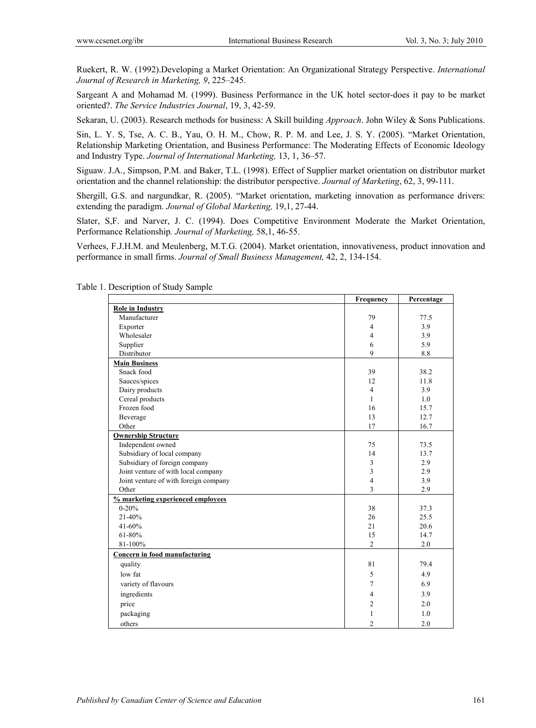Ruekert, R. W. (1992).Developing a Market Orientation: An Organizational Strategy Perspective. *International Journal of Research in Marketing, 9*, 225–245.

Sargeant A and Mohamad M. (1999). Business Performance in the UK hotel sector-does it pay to be market oriented?. *The Service Industries Journal*, 19, 3, 42-59.

Sekaran, U. (2003). Research methods for business: A Skill building *Approach*. John Wiley & Sons Publications.

Sin, L. Y. S, Tse, A. C. B., Yau, O. H. M., Chow, R. P. M. and Lee, J. S. Y. (2005). "Market Orientation, Relationship Marketing Orientation, and Business Performance: The Moderating Effects of Economic Ideology and Industry Type. *Journal of International Marketing,* 13, 1, 36–57.

Siguaw. J.A., Simpson, P.M. and Baker, T.L. (1998). Effect of Supplier market orientation on distributor market orientation and the channel relationship: the distributor perspective. *Journal of Marketing*, 62, 3, 99-111.

Shergill, G.S. and nargundkar, R. (2005). "Market orientation, marketing innovation as performance drivers: extending the paradigm. *Journal of Global Marketing,* 19,1, 27-44.

Slater, S,F. and Narver, J. C. (1994). Does Competitive Environment Moderate the Market Orientation, Performance Relationship*. Journal of Marketing,* 58,1, 46-55.

Verhees, F.J.H.M. and Meulenberg, M.T.G. (2004). Market orientation, innovativeness, product innovation and performance in small firms. *Journal of Small Business Management,* 42, 2, 134-154.

Table 1. Description of Study Sample

| | Frequency | Percentage |
|---|---|---|
| **Role in Industry** | | |
| Manufacturer | 79 | 77.5 |
| Exporter | 4 | 3.9 |
| Wholesaler | 4 | 3.9 |
| Supplier | 6 | 5.9 |
| Distributor | 9 | 8.8 |
| **Main Business** | | |
| Snack food | 39 | 38.2 |
| Sauces/spices | 12 | 11.8 |
| Dairy products | 4 | 3.9 |
| Cereal products | 1 | 1.0 |
| Frozen food | 16 | 15.7 |
| Beverage | 13 | 12.7 |
| Other | 17 | 16.7 |
| **Ownership Structure** | | |
| Independent owned | 75 | 73.5 |
| Subsidiary of local company | 14 | 13.7 |
| Subsidiary of foreign company | 3 | 2.9 |
| Joint venture of with local company | 3 | 2.9 |
| Joint venture of with foreign company | 4 | 3.9 |
| Other | 3 | 2.9 |
| **% marketing experienced employees** | | |
| 0-20% | 38 | 37.3 |
| 21-40% | 26 | 25.5 |
| 41-60% | 21 | 20.6 |
| 61-80% | 15 | 14.7 |
| 81-100% | 2 | 2.0 |
| **Concern in food manufacturing** | | |
| quality | 81 | 79.4 |
| low fat | 5 | 4.9 |
| variety of flavours | 7 | 6.9 |
| ingredients | 4 | 3.9 |
| price | 2 | 2.0 |
| packaging | 1 | 1.0 |
| others | 2 | 2.0 |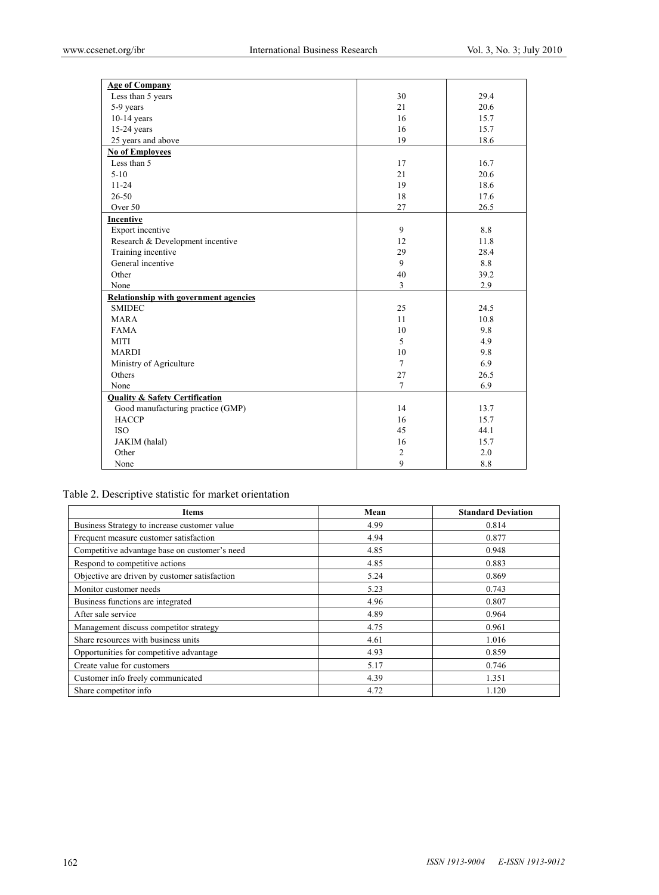| | | |
|---|---|---|
| **Age of Company** | | |
| Less than 5 years | 30 | 29.4 |
| 5-9 years | 21 | 20.6 |
| 10-14 years | 16 | 15.7 |
| 15-24 years | 16 | 15.7 |
| 25 years and above | 19 | 18.6 |
| **No of Employees** | | |
| Less than 5 | 17 | 16.7 |
| 5-10 | 21 | 20.6 |
| 11-24 | 19 | 18.6 |
| 26-50 | 18 | 17.6 |
| Over 50 | 27 | 26.5 |
| **Incentive** | | |
| Export incentive | 9 | 8.8 |
| Research & Development incentive | 12 | 11.8 |
| Training incentive | 29 | 28.4 |
| General incentive | 9 | 8.8 |
| Other | 40 | 39.2 |
| None | 3 | 2.9 |
| **Relationship with government agencies** | | |
| SMIDEC | 25 | 24.5 |
| MARA | 11 | 10.8 |
| FAMA | 10 | 9.8 |
| MITI | 5 | 4.9 |
| MARDI | 10 | 9.8 |
| Ministry of Agriculture | 7 | 6.9 |
| Others | 27 | 26.5 |
| None | 7 | 6.9 |
| **Quality & Safety Certification** | | |
| Good manufacturing practice (GMP) | 14 | 13.7 |
| HACCP | 16 | 15.7 |
| ISO | 45 | 44.1 |
| JAKIM (halal) | 16 | 15.7 |
| Other | 2 | 2.0 |
| None | 9 | 8.8 |

Table 2. Descriptive statistic for market orientation

| Items | Mean | Standard Deviation |
|---|---|---|
| Business Strategy to increase customer value | 4.99 | 0.814 |
| Frequent measure customer satisfaction | 4.94 | 0.877 |
| Competitive advantage base on customer's need | 4.85 | 0.948 |
| Respond to competitive actions | 4.85 | 0.883 |
| Objective are driven by customer satisfaction | 5.24 | 0.869 |
| Monitor customer needs | 5.23 | 0.743 |
| Business functions are integrated | 4.96 | 0.807 |
| After sale service | 4.89 | 0.964 |
| Management discuss competitor strategy | 4.75 | 0.961 |
| Share resources with business units | 4.61 | 1.016 |
| Opportunities for competitive advantage | 4.93 | 0.859 |
| Create value for customers | 5.17 | 0.746 |
| Customer info freely communicated | 4.39 | 1.351 |
| Share competitor info | 4.72 | 1.120 |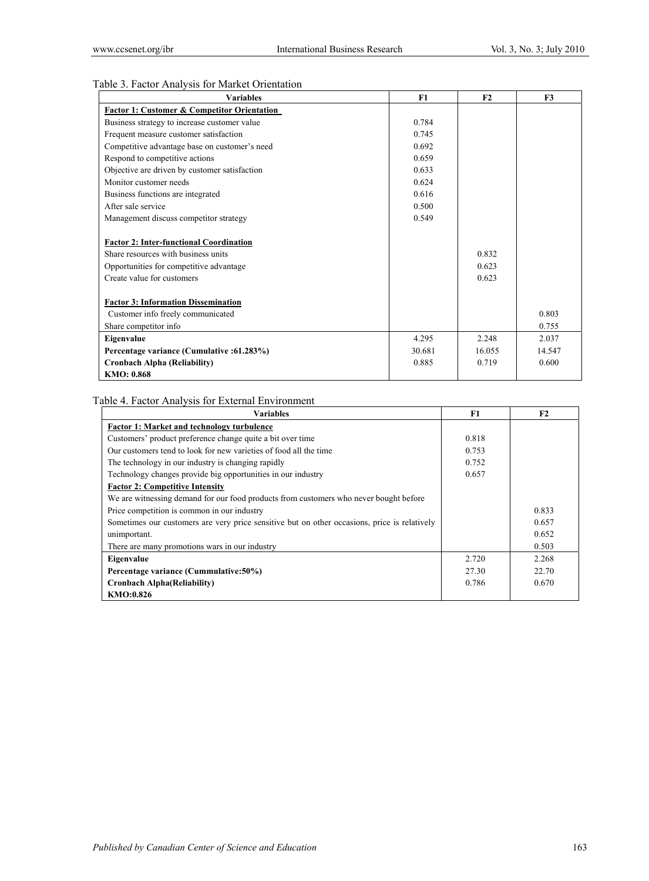Table 3. Factor Analysis for Market Orientation

| Variables | F1 | F2 | F3 |
|---|---|---|---|
| **Factor 1: Customer & Competitor Orientation** | | | |
| Business strategy to increase customer value | 0.784 | | |
| Frequent measure customer satisfaction | 0.745 | | |
| Competitive advantage base on customer's need | 0.692 | | |
| Respond to competitive actions | 0.659 | | |
| Objective are driven by customer satisfaction | 0.633 | | |
| Monitor customer needs | 0.624 | | |
| Business functions are integrated | 0.616 | | |
| After sale service | 0.500 | | |
| Management discuss competitor strategy | 0.549 | | |
| **Factor 2: Inter-functional Coordination** | | | |
| Share resources with business units | | 0.832 | |
| Opportunities for competitive advantage | | 0.623 | |
| Create value for customers | | 0.623 | |
| **Factor 3: Information Dissemination** | | | |
| Customer info freely communicated | | | 0.803 |
| Share competitor info | | | 0.755 |
| **Eigenvalue** | 4.295 | 2.248 | 2.037 |
| **Percentage variance (Cumulative :61.283%)** | 30.681 | 16.055 | 14.547 |
| **Cronbach Alpha (Reliability)** | 0.885 | 0.719 | 0.600 |
| **KMO: 0.868** | | | |

Table 4. Factor Analysis for External Environment

| Variables | F1 | F2 |
|---|---|---|
| **Factor 1: Market and technology turbulence** | | |
| Customers' product preference change quite a bit over time | 0.818 | |
| Our customers tend to look for new varieties of food all the time | 0.753 | |
| The technology in our industry is changing rapidly | 0.752 | |
| Technology changes provide big opportunities in our industry | 0.657 | |
| **Factor 2: Competitive Intensity** | | |
| We are witnessing demand for our food products from customers who never bought before | | |
| Price competition is common in our industry | | 0.833 |
| Sometimes our customers are very price sensitive but on other occasions, price is relatively | | 0.657 |
| unimportant. | | 0.652 |
| There are many promotions wars in our industry | | 0.503 |
| **Eigenvalue** | 2.720 | 2.268 |
| **Percentage variance (Cummulative:50%)** | 27.30 | 22.70 |
| **Cronbach Alpha(Reliability)** | 0.786 | 0.670 |
| **KMO:0.826** | | |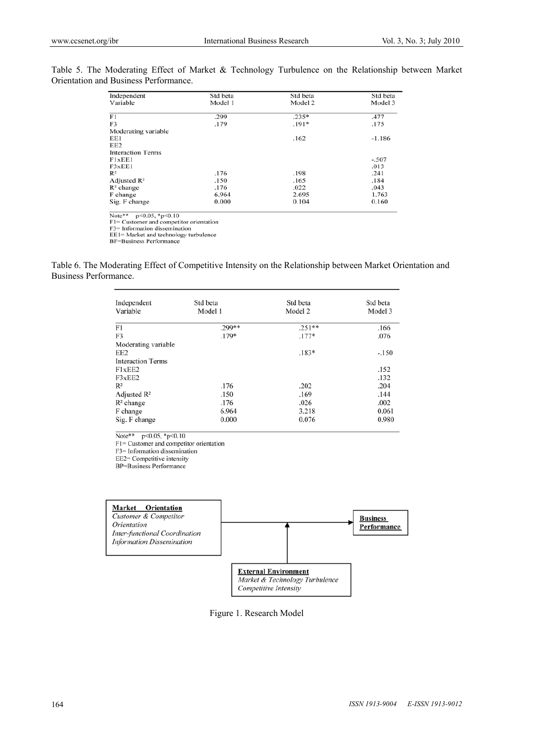Table 5. The Moderating Effect of Market & Technology Turbulence on the Relationship between Market Orientation and Business Performance.

| Independent Variable | Std beta Model 1 | Std beta Model 2 | Std beta Model 3 |
|---|---|---|---|
| F1 | .299 | .235* | .477 |
| F3 | .179 | .191* | .175 |
| Moderating variable | | | |
| EE1 | | .162 | -1.186 |
| EE2 | | | |
| Interaction Terms | | | |
| F1xEE1 | | | -.507 |
| F3xEE1 | | | .013 |
| $R^2$ | .176 | .198 | .241 |
| Adjusted $R^2$ | .150 | .165 | .184 |
| $R^2$ change | .176 | .022 | .043 |
| F change | 6.964 | 2.695 | 1.763 |
| Sig. F change | 0.000 | 0.104 | 0.160 |

Note** $p<0.05$, *$p<0.10$

F1= Customer and competitor orientation

F3= Information dissemination

EE1= Market and technology turbulence

BF=Business Performance

Table 6. The Moderating Effect of Competitive Intensity on the Relationship between Market Orientation and Business Performance.

| Independent Variable | Std beta Model 1 | Std beta Model 2 | Std beta Model 3 |
|---|---|---|---|
| F1 | .299** | .251** | .166 |
| F3 | .179* | .177* | .076 |
| Moderating variable | | | |
| EE2 | | .183* | -.150 |
| Interaction Terms | | | |
| F1xEE2 | | | .152 |
| F3xEE2 | | | .132 |
| $R^2$ | .176 | .202 | .204 |
| Adjusted $R^2$ | .150 | .169 | .144 |
| $R^2$ change | .176 | .026 | .002 |
| F change | 6.964 | 3.218 | 0.061 |
| Sig. F change | 0.000 | 0.076 | 0.980 |

Note** $p<0.05$, *$p<0.10$

F1= Customer and competitor orientation

F3= Information dissemination

EE2= Competitive intensity

BP=Business Performance

**Market Orientation**
*Customer & Competitor Orientation*
*Inter-functional Coordination*
*Information Dissemination*

**Business Performance**

**External Environment**
*Market & Technology Turbulence*
*Competitive Intensity*

Figure 1. Research Model